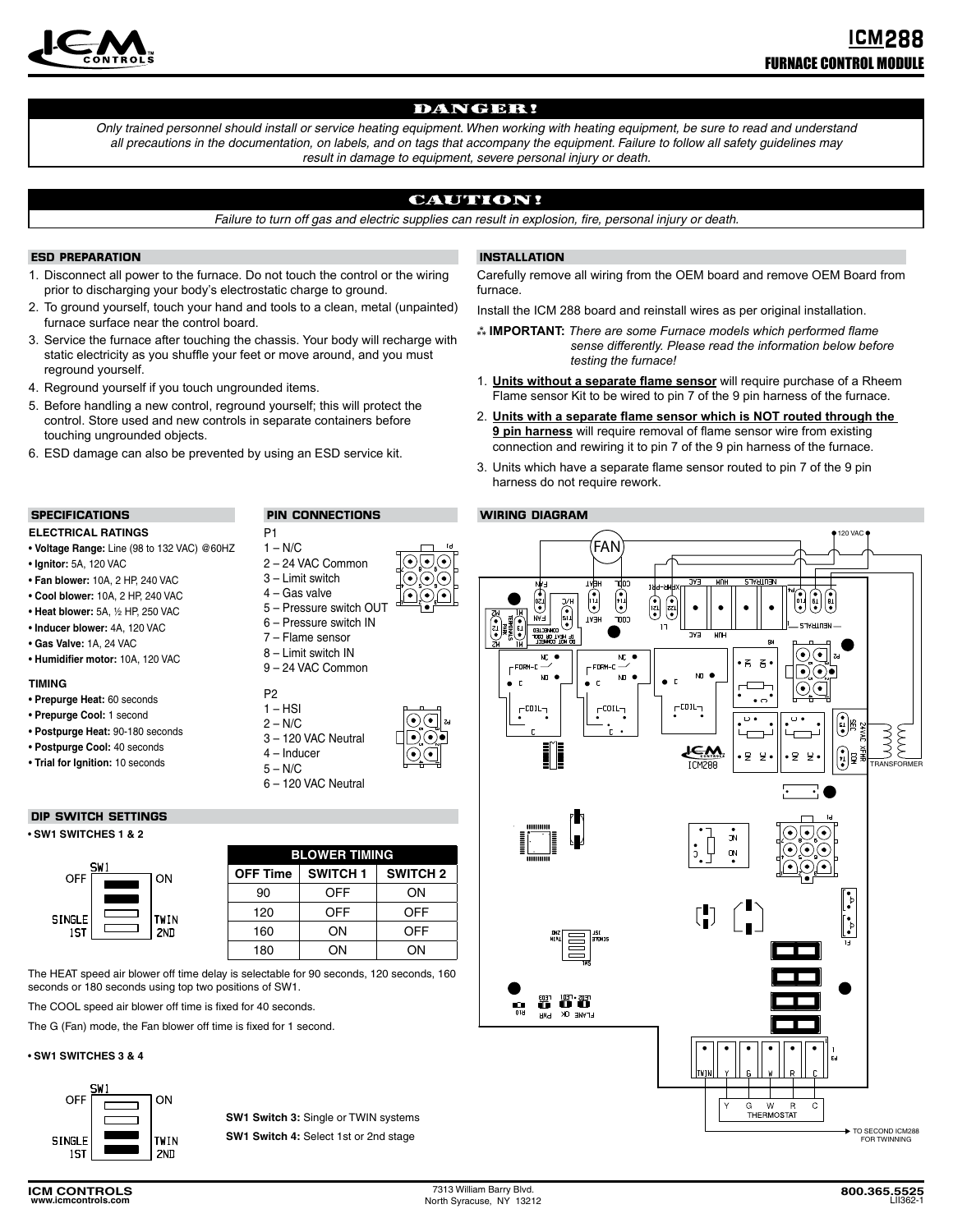# ICM288

## FURNACE CONTROL MODULE

### DANGER!

*Only trained personnel should install or service heating equipment. When working with heating equipment, be sure to read and understand all precautions in the documentation, on labels, and on tags that accompany the equipment. Failure to follow all safety guidelines may result in damage to equipment, severe personal injury or death.*

### CAUTION!

*Failure to turn off gas and electric supplies can result in explosion, fire, personal injury or death.*

### ESD PREPARATION

1. Disconnect all power to the furnace. Do not touch the control or the wiring prior to discharging your body's electrostatic charge to ground.
2. To ground yourself, touch your hand and tools to a clean, metal (unpainted) furnace surface near the control board.
3. Service the furnace after touching the chassis. Your body will recharge with static electricity as you shuffle your feet or move around, and you must reground yourself.
4. Reground yourself if you touch ungrounded items.
5. Before handling a new control, reground yourself; this will protect the control. Store used and new controls in separate containers before touching ungrounded objects.
6. ESD damage can also be prevented by using an ESD service kit.

### INSTALLATION

Carefully remove all wiring from the OEM board and remove OEM Board from furnace.

Install the ICM 288 board and reinstall wires as per original installation.

⁂ **IMPORTANT:** *There are some Furnace models which performed flame sense differently. Please read the information below before testing the furnace!*

1. **Units without a separate flame sensor** will require purchase of a Rheem Flame sensor Kit to be wired to pin 7 of the 9 pin harness of the furnace.
2. **Units with a separate flame sensor which is NOT routed through the 9 pin harness** will require removal of flame sensor wire from existing connection and rewiring it to pin 7 of the 9 pin harness of the furnace.
3. Units which have a separate flame sensor routed to pin 7 of the 9 pin harness do not require rework.

### SPECIFICATIONS

**ELECTRICAL RATINGS**

- **Voltage Range:** Line (98 to 132 VAC) @60HZ
- **Ignitor:** 5A, 120 VAC
- **Fan blower:** 10A, 2 HP, 240 VAC
- **Cool blower:** 10A, 2 HP, 240 VAC
- **Heat blower:** 5A, ½ HP, 250 VAC
- **Inducer blower:** 4A, 120 VAC
- **Gas Valve:** 1A, 24 VAC
- **Humidifier motor:** 10A, 120 VAC

**TIMING**

- **Prepurge Heat:** 60 seconds
- **Prepurge Cool:** 1 second
- **Postpurge Heat:** 90-180 seconds
- **Postpurge Cool:** 40 seconds
- **Trial for Ignition:** 10 seconds

### PIN CONNECTIONS

P1

1 – N/C
2 – 24 VAC Common
3 – Limit switch
4 – Gas valve
5 – Pressure switch OUT
6 – Pressure switch IN
7 – Flame sensor
8 – Limit switch IN
9 – 24 VAC Common

P2

1 – HSI
2 – N/C
3 – 120 VAC Neutral
4 – Inducer
5 – N/C
6 – 120 VAC Neutral

### WIRING DIAGRAM

FAN · 120 VAC · TRANSFORMER · THERMOSTAT (Y G W R C) · TO SECOND ICM288 FOR TWINNING

### DIP SWITCH SETTINGS

- **SW1 SWITCHES 1 & 2**

SW1: OFF / ON; SINGLE 1ST / TWIN 2ND

| BLOWER TIMING | | |
|---|---|---|
| OFF Time | SWITCH 1 | SWITCH 2 |
| 90 | OFF | ON |
| 120 | OFF | OFF |
| 160 | ON | OFF |
| 180 | ON | ON |

The HEAT speed air blower off time delay is selectable for 90 seconds, 120 seconds, 160 seconds or 180 seconds using top two positions of SW1.

The COOL speed air blower off time is fixed for 40 seconds.

The G (Fan) mode, the Fan blower off time is fixed for 1 second.

- **SW1 SWITCHES 3 & 4**

SW1: OFF / ON; SINGLE 1ST / TWIN 2ND

**SW1 Switch 3:** Single or TWIN systems

**SW1 Switch 4:** Select 1st or 2nd stage

ICM CONTROLS
www.icmcontrols.com

7313 William Barry Blvd.
North Syracuse, NY 13212

800.365.5525
LII362-1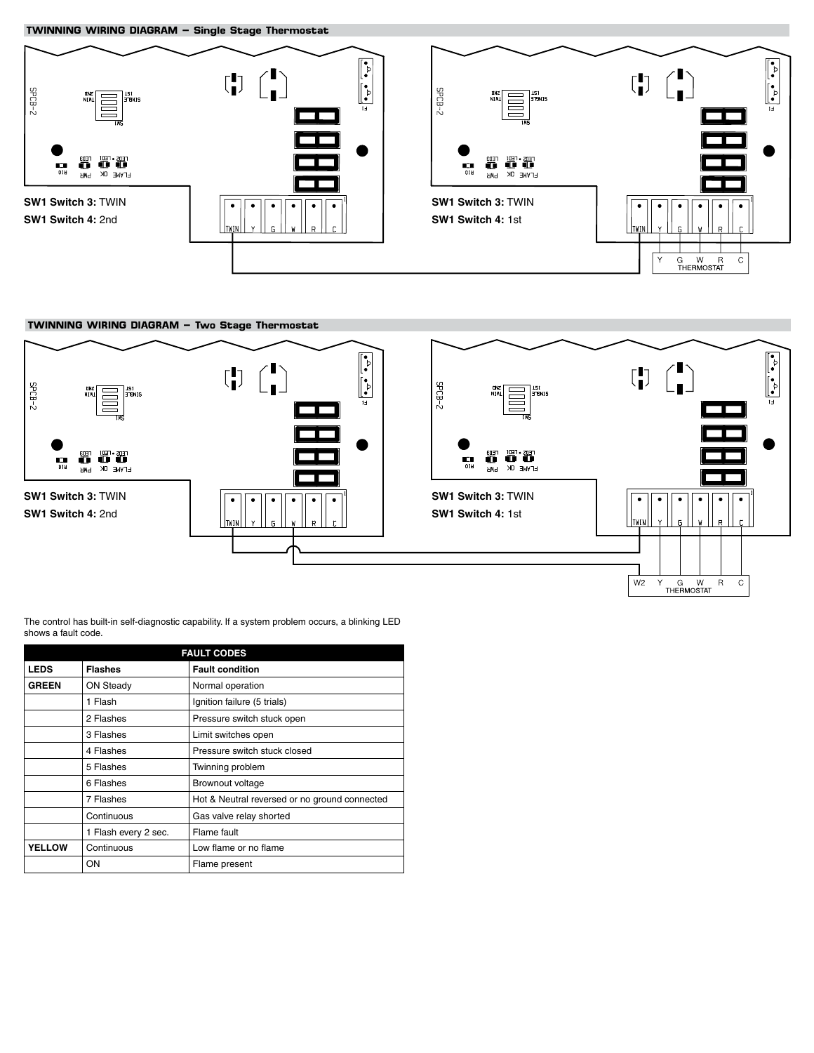## TWINNING WIRING DIAGRAM – Single Stage Thermostat

**SW1 Switch 3:** TWIN
**SW1 Switch 4:** 2nd

**SW1 Switch 3:** TWIN
**SW1 Switch 4:** 1st

TWIN Y G W R C

TWIN Y G W R C

Y G W R C
THERMOSTAT

## TWINNING WIRING DIAGRAM – Two Stage Thermostat

**SW1 Switch 3:** TWIN
**SW1 Switch 4:** 2nd

**SW1 Switch 3:** TWIN
**SW1 Switch 4:** 1st

TWIN Y G W R C

TWIN Y G W R C

W2 Y G W R C
THERMOSTAT

The control has built-in self-diagnostic capability. If a system problem occurs, a blinking LED shows a fault code.

| FAULT CODES | | |
|---|---|---|
| **LEDS** | **Flashes** | **Fault condition** |
| **GREEN** | ON Steady | Normal operation |
| | 1 Flash | Ignition failure (5 trials) |
| | 2 Flashes | Pressure switch stuck open |
| | 3 Flashes | Limit switches open |
| | 4 Flashes | Pressure switch stuck closed |
| | 5 Flashes | Twinning problem |
| | 6 Flashes | Brownout voltage |
| | 7 Flashes | Hot & Neutral reversed or no ground connected |
| | Continuous | Gas valve relay shorted |
| | 1 Flash every 2 sec. | Flame fault |
| **YELLOW** | Continuous | Low flame or no flame |
| | ON | Flame present |